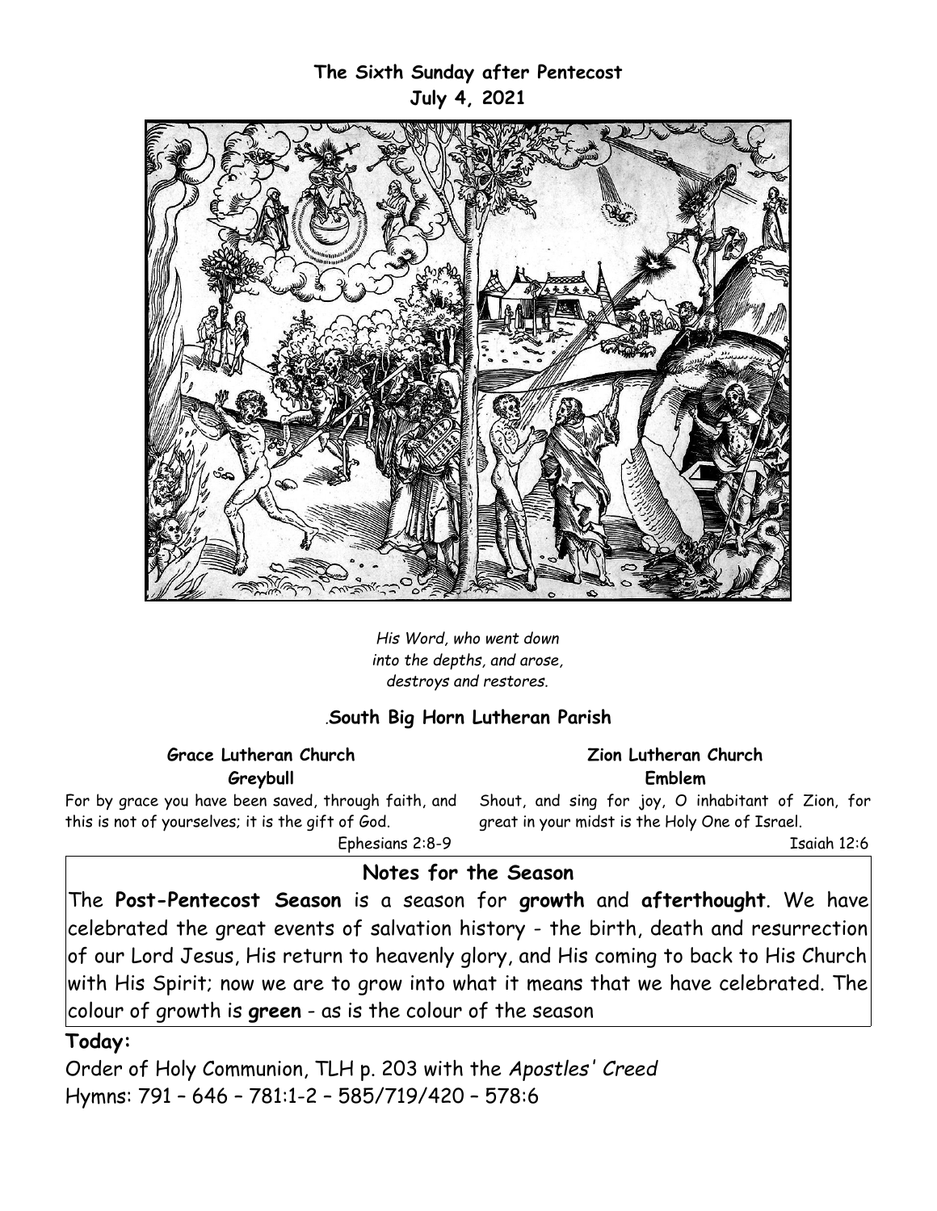**The Sixth Sunday after Pentecost**
**July 4, 2021**

*His Word, who went down*
*into the depths, and arose,*
*destroys and restores.*

.**South Big Horn Lutheran Parish**

**Grace Lutheran Church**
**Greybull**

For by grace you have been saved, through faith, and this is not of yourselves; it is the gift of God.

Ephesians 2:8-9

**Zion Lutheran Church**
**Emblem**

Shout, and sing for joy, O inhabitant of Zion, for great in your midst is the Holy One of Israel.

Isaiah 12:6

## Notes for the Season

The **Post-Pentecost Season** is a season for **growth** and **afterthought**. We have celebrated the great events of salvation history - the birth, death and resurrection of our Lord Jesus, His return to heavenly glory, and His coming to back to His Church with His Spirit; now we are to grow into what it means that we have celebrated. The colour of growth is **green** - as is the colour of the season

**Today:**

Order of Holy Communion, TLH p. 203 with the *Apostles' Creed*
Hymns: 791 – 646 – 781:1-2 – 585/719/420 – 578:6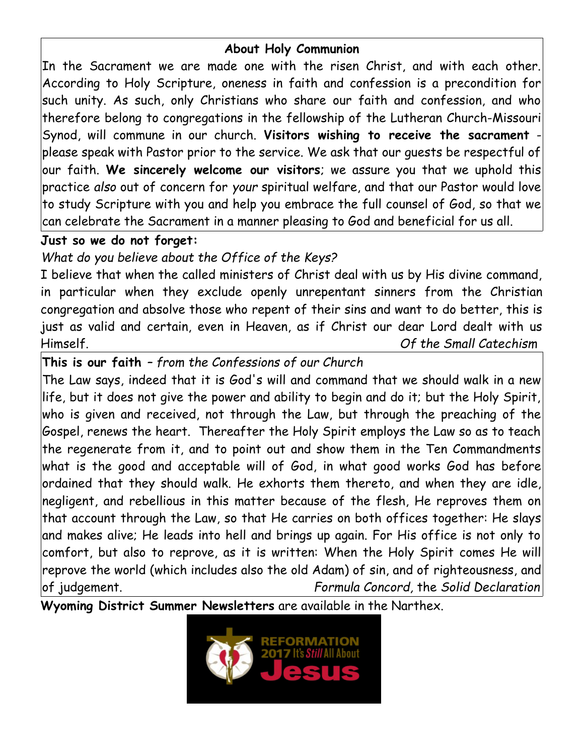## About Holy Communion

In the Sacrament we are made one with the risen Christ, and with each other. According to Holy Scripture, oneness in faith and confession is a precondition for such unity. As such, only Christians who share our faith and confession, and who therefore belong to congregations in the fellowship of the Lutheran Church-Missouri Synod, will commune in our church. **Visitors wishing to receive the sacrament** - please speak with Pastor prior to the service. We ask that our guests be respectful of our faith. **We sincerely welcome our visitors**; we assure you that we uphold this practice *also* out of concern for *your* spiritual welfare, and that our Pastor would love to study Scripture with you and help you embrace the full counsel of God, so that we can celebrate the Sacrament in a manner pleasing to God and beneficial for us all.

**Just so we do not forget:**

*What do you believe about the Office of the Keys?*

I believe that when the called ministers of Christ deal with us by His divine command, in particular when they exclude openly unrepentant sinners from the Christian congregation and absolve those who repent of their sins and want to do better, this is just as valid and certain, even in Heaven, as if Christ our dear Lord dealt with us Himself. *Of the Small Catechism*

**This is our faith** – *from the Confessions of our Church*

The Law says, indeed that it is God's will and command that we should walk in a new life, but it does not give the power and ability to begin and do it; but the Holy Spirit, who is given and received, not through the Law, but through the preaching of the Gospel, renews the heart. Thereafter the Holy Spirit employs the Law so as to teach the regenerate from it, and to point out and show them in the Ten Commandments what is the good and acceptable will of God, in what good works God has before ordained that they should walk. He exhorts them thereto, and when they are idle, negligent, and rebellious in this matter because of the flesh, He reproves them on that account through the Law, so that He carries on both offices together: He slays and makes alive; He leads into hell and brings up again. For His office is not only to comfort, but also to reprove, as it is written: When the Holy Spirit comes He will reprove the world (which includes also the old Adam) of sin, and of righteousness, and of judgement. *Formula Concord*, the *Solid Declaration*

**Wyoming District Summer Newsletters** are available in the Narthex.

REFORMATION 2017 It's *Still* All About Jesus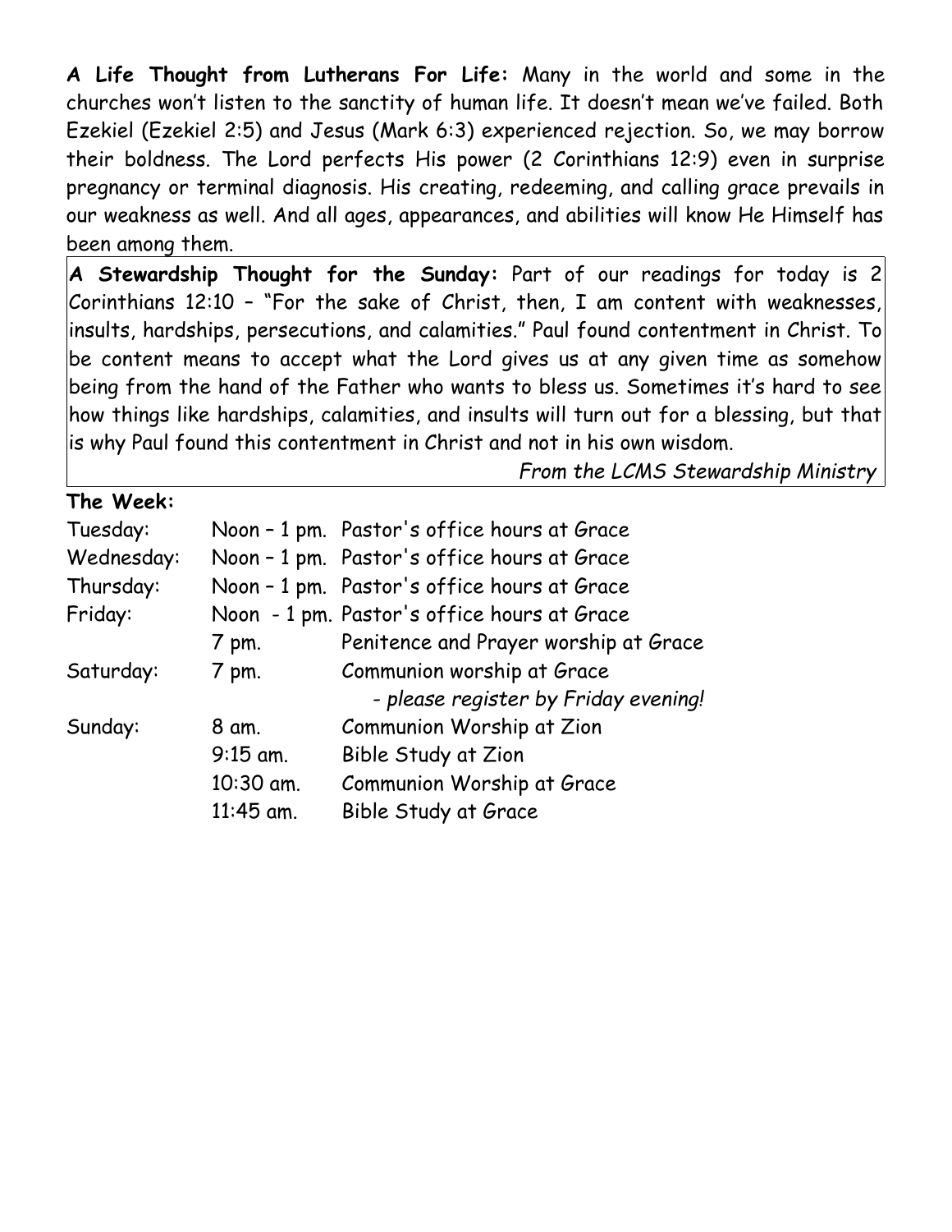**A Life Thought from Lutherans For Life:** Many in the world and some in the churches won't listen to the sanctity of human life. It doesn't mean we've failed. Both Ezekiel (Ezekiel 2:5) and Jesus (Mark 6:3) experienced rejection. So, we may borrow their boldness. The Lord perfects His power (2 Corinthians 12:9) even in surprise pregnancy or terminal diagnosis. His creating, redeeming, and calling grace prevails in our weakness as well. And all ages, appearances, and abilities will know He Himself has been among them.

**A Stewardship Thought for the Sunday:** Part of our readings for today is 2 Corinthians 12:10 – "For the sake of Christ, then, I am content with weaknesses, insults, hardships, persecutions, and calamities." Paul found contentment in Christ. To be content means to accept what the Lord gives us at any given time as somehow being from the hand of the Father who wants to bless us. Sometimes it's hard to see how things like hardships, calamities, and insults will turn out for a blessing, but that is why Paul found this contentment in Christ and not in his own wisdom.

*From the LCMS Stewardship Ministry*

**The Week:**

| | | |
|---|---|---|
| Tuesday: | Noon – 1 pm. | Pastor's office hours at Grace |
| Wednesday: | Noon – 1 pm. | Pastor's office hours at Grace |
| Thursday: | Noon – 1 pm. | Pastor's office hours at Grace |
| Friday: | Noon - 1 pm. | Pastor's office hours at Grace |
| | 7 pm. | Penitence and Prayer worship at Grace |
| Saturday: | 7 pm. | Communion worship at Grace *- please register by Friday evening!* |
| Sunday: | 8 am. | Communion Worship at Zion |
| | 9:15 am. | Bible Study at Zion |
| | 10:30 am. | Communion Worship at Grace |
| | 11:45 am. | Bible Study at Grace |